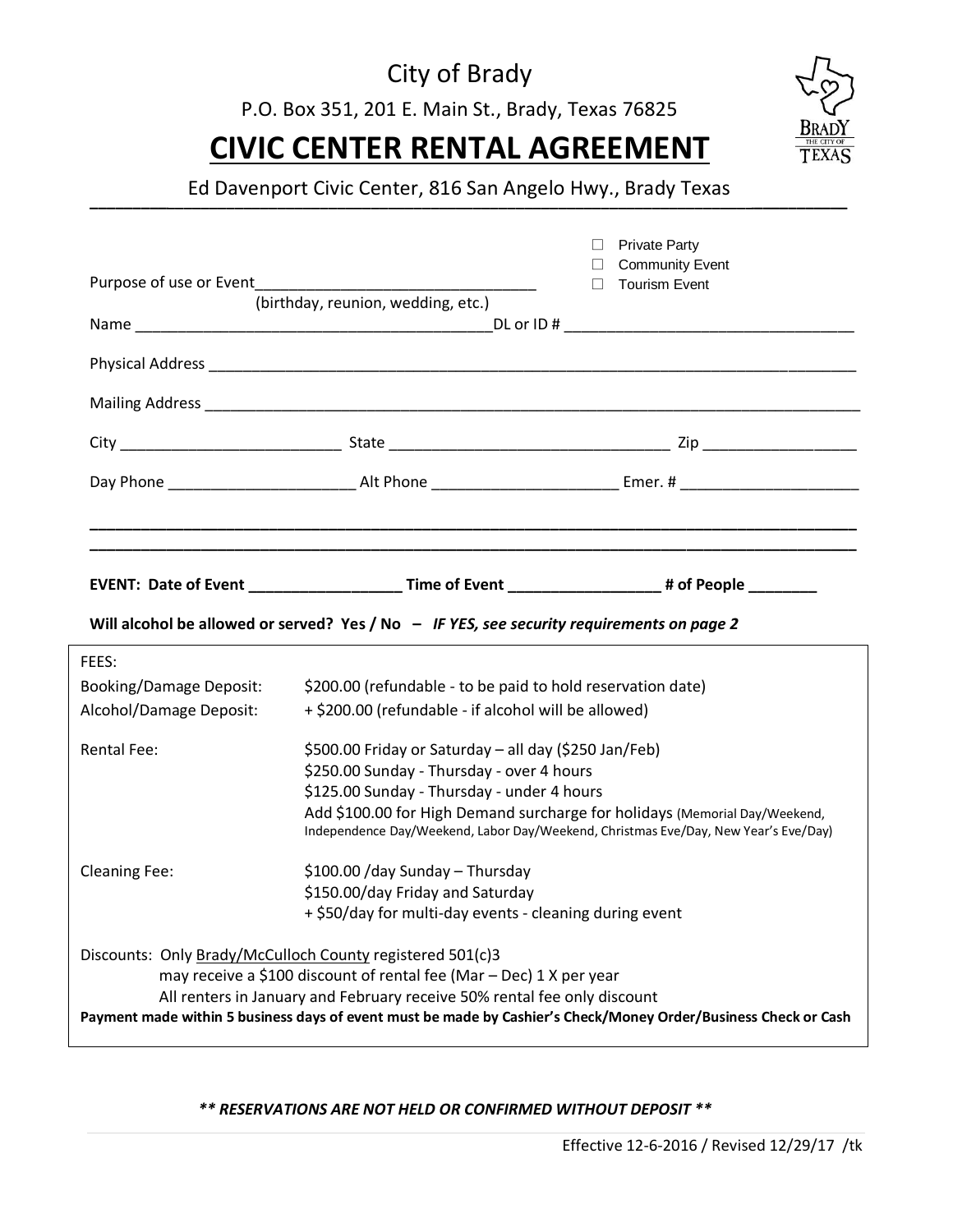City of Brady

P.O. Box 351, 201 E. Main St., Brady, Texas 76825

# CIVIC CENTER RENTAL AGREEMENT

Ed Davenport Civic Center, 816 San Angelo Hwy., Brady Texas

---

☐ Private Party
☐ Community Event
☐ Tourism Event

Purpose of use or Event___________________________________
(birthday, reunion, wedding, etc.)

Name ___________________________________________DL or ID # __________________________________

Physical Address ________________________________________________________________________________

Mailing Address _________________________________________________________________________________

City __________________________ State _________________________________ Zip __________________

Day Phone ______________________ Alt Phone ______________________ Emer. # _____________________

______________________________________________________________________________________________

______________________________________________________________________________________________

**EVENT: Date of Event __________________ Time of Event __________________ # of People ________**

**Will alcohol be allowed or served? Yes / No – *IF YES, see security requirements on page 2***

FEES:

| | |
|---|---|
| Booking/Damage Deposit: | $200.00 (refundable - to be paid to hold reservation date) |
| Alcohol/Damage Deposit: | + $200.00 (refundable - if alcohol will be allowed) |
| Rental Fee: | $500.00 Friday or Saturday – all day ($250 Jan/Feb)<br>$250.00 Sunday - Thursday - over 4 hours<br>$125.00 Sunday - Thursday - under 4 hours<br>Add $100.00 for High Demand surcharge for holidays (Memorial Day/Weekend, Independence Day/Weekend, Labor Day/Weekend, Christmas Eve/Day, New Year's Eve/Day) |
| Cleaning Fee: | $100.00 /day Sunday – Thursday<br>$150.00/day Friday and Saturday<br>+ $50/day for multi-day events - cleaning during event |

Discounts: Only Brady/McCulloch County registered 501(c)3
may receive a $100 discount of rental fee (Mar – Dec) 1 X per year
All renters in January and February receive 50% rental fee only discount

**Payment made within 5 business days of event must be made by Cashier's Check/Money Order/Business Check or Cash**

***\*\* RESERVATIONS ARE NOT HELD OR CONFIRMED WITHOUT DEPOSIT \*\****

Effective 12-6-2016 / Revised 12/29/17 /tk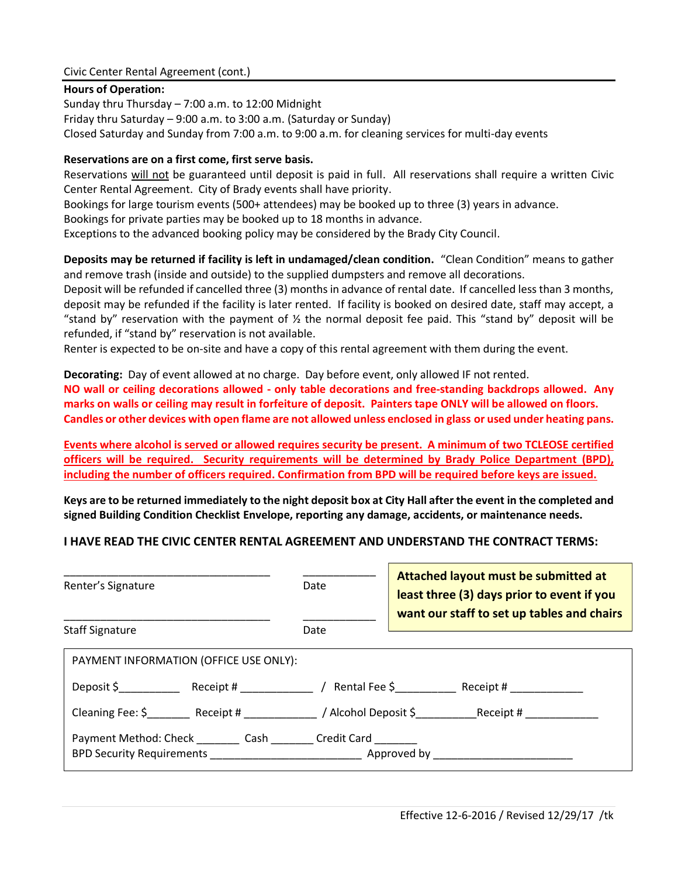Civic Center Rental Agreement (cont.)

**Hours of Operation:**

Sunday thru Thursday – 7:00 a.m. to 12:00 Midnight
Friday thru Saturday – 9:00 a.m. to 3:00 a.m. (Saturday or Sunday)
Closed Saturday and Sunday from 7:00 a.m. to 9:00 a.m. for cleaning services for multi-day events

**Reservations are on a first come, first serve basis.**

Reservations will not be guaranteed until deposit is paid in full. All reservations shall require a written Civic Center Rental Agreement. City of Brady events shall have priority.
Bookings for large tourism events (500+ attendees) may be booked up to three (3) years in advance.
Bookings for private parties may be booked up to 18 months in advance.
Exceptions to the advanced booking policy may be considered by the Brady City Council.

**Deposits may be returned if facility is left in undamaged/clean condition.** "Clean Condition" means to gather and remove trash (inside and outside) to the supplied dumpsters and remove all decorations.
Deposit will be refunded if cancelled three (3) months in advance of rental date. If cancelled less than 3 months, deposit may be refunded if the facility is later rented. If facility is booked on desired date, staff may accept, a "stand by" reservation with the payment of ½ the normal deposit fee paid. This "stand by" deposit will be refunded, if "stand by" reservation is not available.
Renter is expected to be on-site and have a copy of this rental agreement with them during the event.

**Decorating:** Day of event allowed at no charge. Day before event, only allowed IF not rented.
**NO wall or ceiling decorations allowed - only table decorations and free-standing backdrops allowed. Any marks on walls or ceiling may result in forfeiture of deposit. Painters tape ONLY will be allowed on floors. Candles or other devices with open flame are not allowed unless enclosed in glass or used under heating pans.**

**Events where alcohol is served or allowed requires security be present. A minimum of two TCLEOSE certified officers will be required. Security requirements will be determined by Brady Police Department (BPD), including the number of officers required. Confirmation from BPD will be required before keys are issued.**

**Keys are to be returned immediately to the night deposit box at City Hall after the event in the completed and signed Building Condition Checklist Envelope, reporting any damage, accidents, or maintenance needs.**

**I HAVE READ THE CIVIC CENTER RENTAL AGREEMENT AND UNDERSTAND THE CONTRACT TERMS:**

__________________________________ ____________
Renter's Signature Date

__________________________________ ____________
Staff Signature Date

**Attached layout must be submitted at least three (3) days prior to event if you want our staff to set up tables and chairs**

PAYMENT INFORMATION (OFFICE USE ONLY):

Deposit $__________ Receipt # ____________ / Rental Fee $__________ Receipt # ____________

Cleaning Fee: $_______ Receipt # ____________ / Alcohol Deposit $__________Receipt # ____________

Payment Method: Check _______ Cash _______ Credit Card _______
BPD Security Requirements ________________________ Approved by ______________________

Effective 12-6-2016 / Revised 12/29/17 /tk